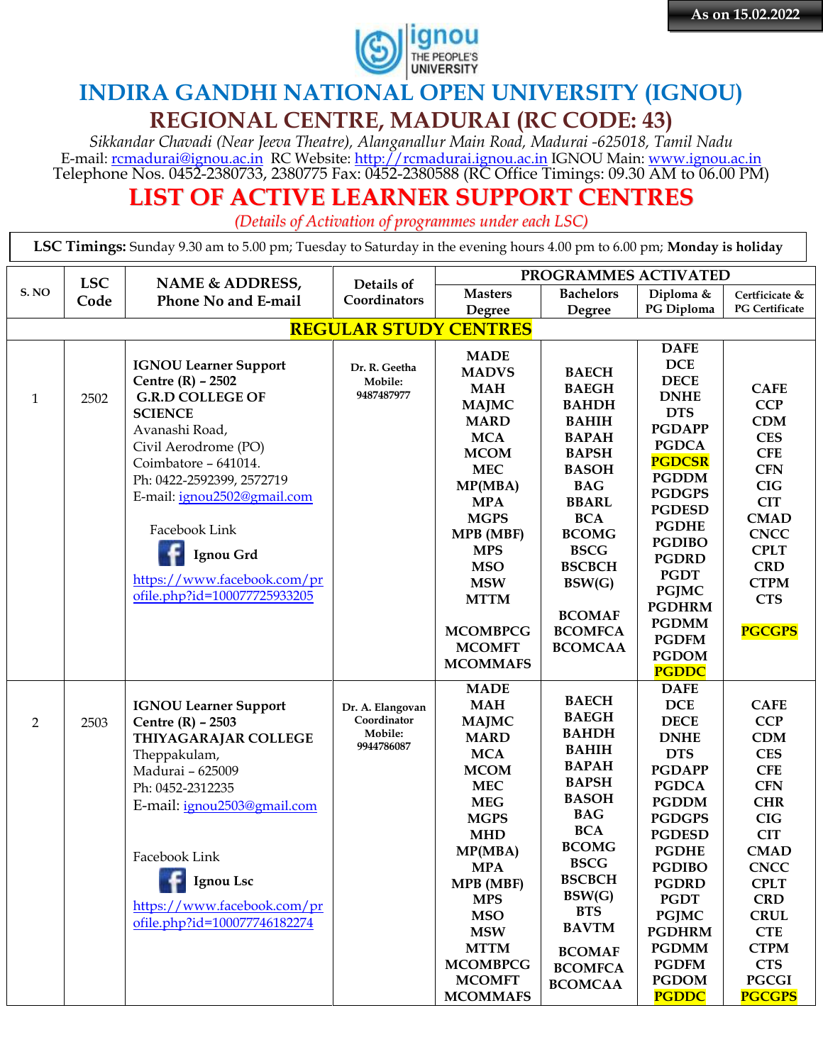As on 15.02.2022

# INDIRA GANDHI NATIONAL OPEN UNIVERSITY (IGNOU)

## REGIONAL CENTRE, MADURAI (RC CODE: 43)

*Sikkandar Chavadi (Near Jeeva Theatre), Alanganallur Main Road, Madurai -625018, Tamil Nadu*
E-mail: rcmadurai@ignou.ac.in RC Website: http://rcmadurai.ignou.ac.in IGNOU Main: www.ignou.ac.in
Telephone Nos. 0452-2380733, 2380775 Fax: 0452-2380588 (RC Office Timings: 09.30 AM to 06.00 PM)

# LIST OF ACTIVE LEARNER SUPPORT CENTRES

*(Details of Activation of programmes under each LSC)*

**LSC Timings:** Sunday 9.30 am to 5.00 pm; Tuesday to Saturday in the evening hours 4.00 pm to 6.00 pm; **Monday is holiday**

| S. NO | LSC Code | NAME & ADDRESS, Phone No and E-mail | Details of Coordinators | PROGRAMMES ACTIVATED | | | |
|---|---|---|---|---|---|---|---|
| | | | | Masters Degree | Bachelors Degree | Diploma & PG Diploma | Certficicate & PG Certificate |
| **REGULAR STUDY CENTRES** | | | | | | | |
| 1 | 2502 | **IGNOU Learner Support Centre (R) – 2502 G.R.D COLLEGE OF SCIENCE** Avanashi Road, Civil Aerodrome (PO) Coimbatore – 641014. Ph: 0422-2592399, 2572719 E-mail: ignou2502@gmail.com Facebook Link **Ignou Grd** https://www.facebook.com/profile.php?id=100077725933205 | Dr. R. Geetha Mobile: 9487487977 | MADE MADVS MAH MAJMC MARD MCA MCOM MEC MP(MBA) MPA MGPS MPB (MBF) MPS MSO MSW MTTM MCOMBPCG MCOMFT MCOMMAFS | BAECH BAEGH BAHDH BAHIH BAPAH BAPSH BASOH BAG BBARL BCA BCOMG BSCG BSCBCH BSW(G) BCOMAF BCOMFCA BCOMCAA | DAFE DCE DECE DNHE DTS PGDAPP PGDCA PGDCSR PGDDM PGDGPS PGDESD PGDHE PGDIBO PGDRD PGDT PGJMC PGDHRM PGDMM PGDFM PGDOM PGDDC | CAFE CCP CDM CES CFE CFN CIG CIT CMAD CNCC CPLT CRD CTPM CTS PGCGPS |
| 2 | 2503 | **IGNOU Learner Support Centre (R) – 2503 THIYAGARAJAR COLLEGE** Theppakulam, Madurai – 625009 Ph: 0452-2312235 E-mail: ignou2503@gmail.com Facebook Link **Ignou Lsc** https://www.facebook.com/profile.php?id=100077746182274 | Dr. A. Elangovan Coordinator Mobile: 9944786087 | MADE MAH MAJMC MARD MCA MCOM MEC MEG MGPS MHD MP(MBA) MPA MPB (MBF) MPS MSO MSW MTTM MCOMBPCG MCOMFT MCOMMAFS | BAECH BAEGH BAHDH BAHIH BAPAH BAPSH BASOH BAG BCA BCOMG BSCG BSCBCH BSW(G) BTS BAVTM BCOMAF BCOMFCA BCOMCAA | DAFE DCE DECE DNHE DTS PGDAPP PGDCA PGDDM PGDGPS PGDESD PGDHE PGDIBO PGDRD PGDT PGJMC PGDHRM PGDMM PGDFM PGDOM PGDDC | CAFE CCP CDM CES CFE CFN CHR CIG CIT CMAD CNCC CPLT CRD CRUL CTE CTPM CTS PGCGI PGCGPS |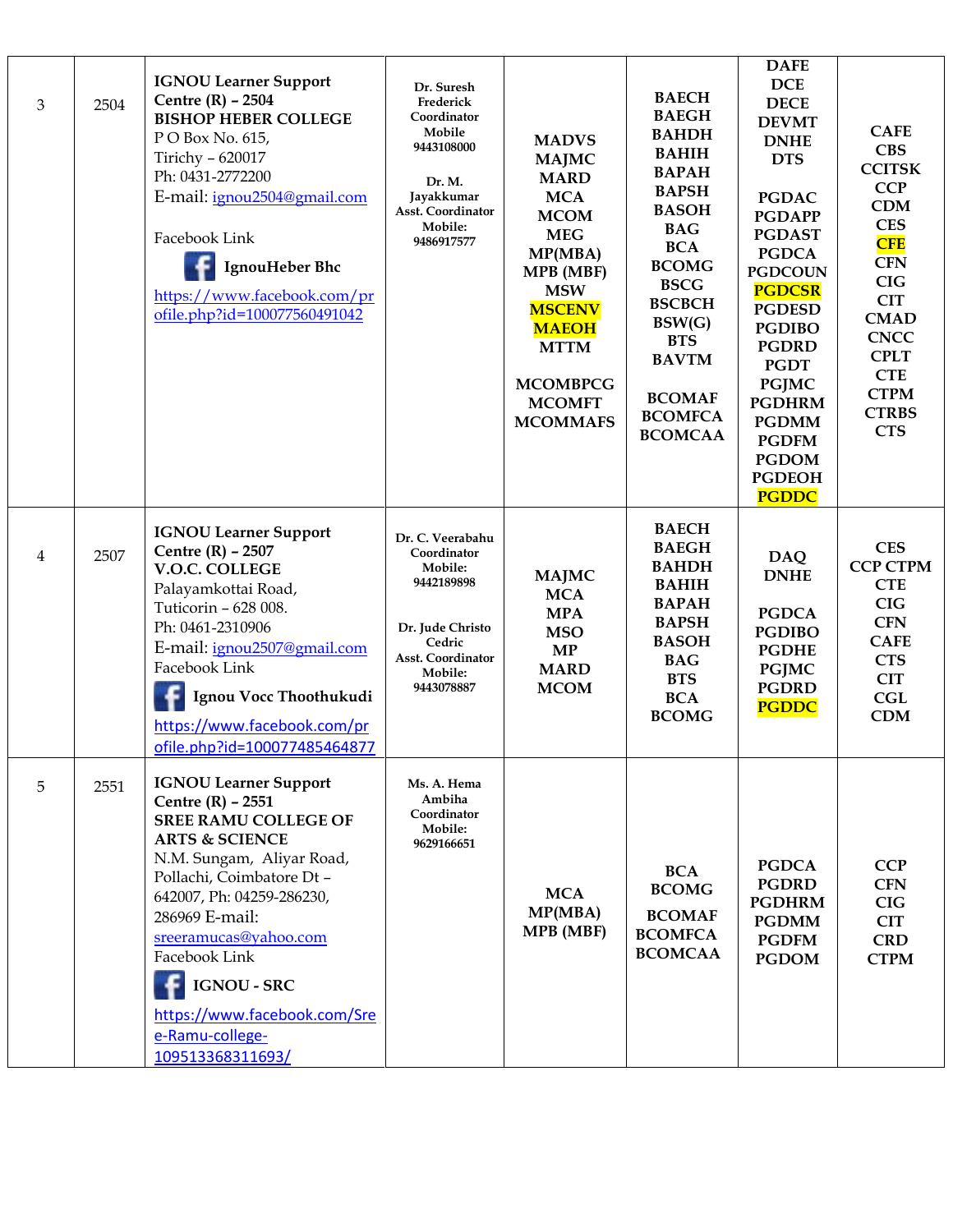| 3 | 2504 | **IGNOU Learner Support Centre (R) – 2504**<br>**BISHOP HEBER COLLEGE**<br>P O Box No. 615,<br>Tirichy – 620017<br>Ph: 0431-2772200<br>E-mail: ignou2504@gmail.com<br><br>Facebook Link<br>**IgnouHeber Bhc**<br>https://www.facebook.com/profile.php?id=100077560491042 | **Dr. Suresh Frederick**<br>**Coordinator**<br>**Mobile**<br>**9443108000**<br><br>**Dr. M. Jayakkumar**<br>**Asst. Coordinator**<br>**Mobile:**<br>**9486917577** | **MADVS**<br>**MAJMC**<br>**MARD**<br>**MCA**<br>**MCOM**<br>**MEG**<br>**MP(MBA)**<br>**MPB (MBF)**<br>**MSW**<br>**MSCENV**<br>**MAEOH**<br>**MTTM**<br><br>**MCOMBPCG**<br>**MCOMFT**<br>**MCOMMAFS** | **BAECH**<br>**BAEGH**<br>**BAHDH**<br>**BAHIH**<br>**BAPAH**<br>**BAPSH**<br>**BASOH**<br>**BAG**<br>**BCA**<br>**BCOMG**<br>**BSCG**<br>**BSCBCH**<br>**BSW(G)**<br>**BTS**<br>**BAVTM**<br><br>**BCOMAF**<br>**BCOMFCA**<br>**BCOMCAA** | **DAFE**<br>**DCE**<br>**DECE**<br>**DEVMT**<br>**DNHE**<br>**DTS**<br><br>**PGDAC**<br>**PGDAPP**<br>**PGDAST**<br>**PGDCA**<br>**PGDCOUN**<br>**PGDCSR**<br>**PGDESD**<br>**PGDIBO**<br>**PGDRD**<br>**PGDT**<br>**PGJMC**<br>**PGDHRM**<br>**PGDMM**<br>**PGDFM**<br>**PGDOM**<br>**PGDEOH**<br>**PGDDC** | **CAFE**<br>**CBS**<br>**CCITSK**<br>**CCP**<br>**CDM**<br>**CES**<br>**CFE**<br>**CFN**<br>**CIG**<br>**CIT**<br>**CMAD**<br>**CNCC**<br>**CPLT**<br>**CTE**<br>**CTPM**<br>**CTRBS**<br>**CTS** |
|---|---|---|---|---|---|---|---|
| 4 | 2507 | **IGNOU Learner Support Centre (R) – 2507**<br>**V.O.C. COLLEGE**<br>Palayamkottai Road,<br>Tuticorin – 628 008.<br>Ph: 0461-2310906<br>E-mail: ignou2507@gmail.com<br>Facebook Link<br>**Ignou Vocc Thoothukudi**<br>https://www.facebook.com/profile.php?id=100077485464877 | **Dr. C. Veerabahu**<br>**Coordinator**<br>**Mobile:**<br>**9442189898**<br><br>**Dr. Jude Christo Cedric**<br>**Asst. Coordinator**<br>**Mobile:**<br>**9443078887** | **MAJMC**<br>**MCA**<br>**MPA**<br>**MSO**<br>**MP**<br>**MARD**<br>**MCOM** | **BAECH**<br>**BAEGH**<br>**BAHDH**<br>**BAHIH**<br>**BAPAH**<br>**BAPSH**<br>**BASOH**<br>**BAG**<br>**BTS**<br>**BCA**<br>**BCOMG** | **DAQ**<br>**DNHE**<br><br>**PGDCA**<br>**PGDIBO**<br>**PGDHE**<br>**PGJMC**<br>**PGDRD**<br>**PGDDC** | **CES**<br>**CCP CTPM**<br>**CTE**<br>**CIG**<br>**CFN**<br>**CAFE**<br>**CTS**<br>**CIT**<br>**CGL**<br>**CDM** |
| 5 | 2551 | **IGNOU Learner Support Centre (R) – 2551**<br>**SREE RAMU COLLEGE OF ARTS & SCIENCE**<br>N.M. Sungam, Aliyar Road, Pollachi, Coimbatore Dt – 642007, Ph: 04259-286230, 286969 E-mail: sreeramucas@yahoo.com<br>Facebook Link<br>**IGNOU - SRC**<br>https://www.facebook.com/Sree-Ramu-college-109513368311693/ | **Ms. A. Hema Ambiha**<br>**Coordinator**<br>**Mobile:**<br>**9629166651** | **MCA**<br>**MP(MBA)**<br>**MPB (MBF)** | **BCA**<br>**BCOMG**<br><br>**BCOMAF**<br>**BCOMFCA**<br>**BCOMCAA** | **PGDCA**<br>**PGDRD**<br>**PGDHRM**<br>**PGDMM**<br>**PGDFM**<br>**PGDOM** | **CCP**<br>**CFN**<br>**CIG**<br>**CIT**<br>**CRD**<br>**CTPM** |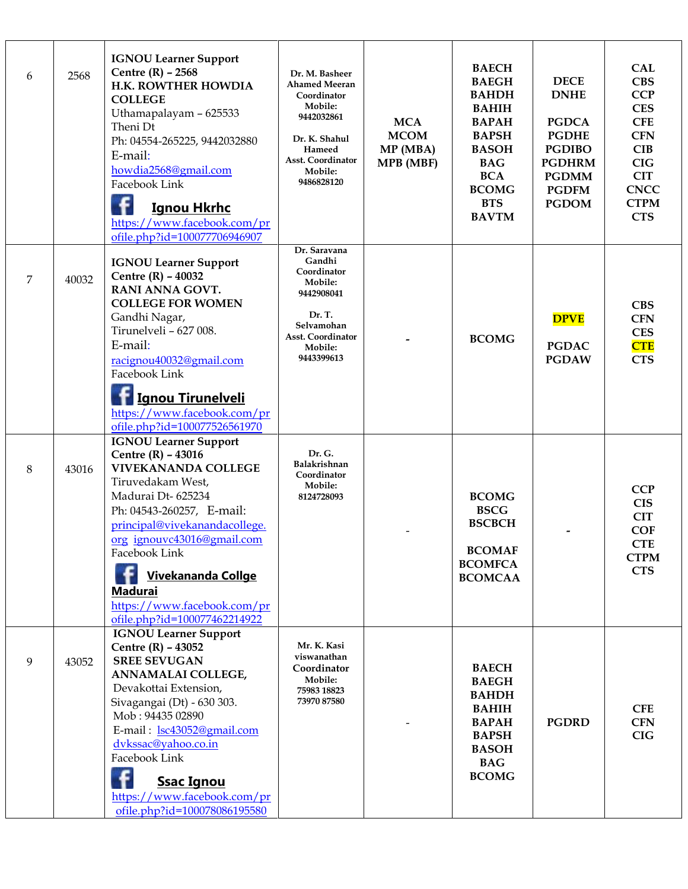| 6 | 2568 | **IGNOU Learner Support Centre (R) – 2568**<br>**H.K. ROWTHER HOWDIA COLLEGE**<br>Uthamapalayam – 625533<br>Theni Dt<br>Ph: 04554-265225, 9442032880<br>E-mail:<br>howdia2568@gmail.com<br>Facebook Link<br>**Ignou Hkrhc**<br>https://www.facebook.com/profile.php?id=100077706946907 | **Dr. M. Basheer Ahamed Meeran**<br>**Coordinator**<br>**Mobile:**<br>**9442032861**<br><br>**Dr. K. Shahul Hameed**<br>**Asst. Coordinator**<br>**Mobile:**<br>**9486828120** | **MCA**<br>**MCOM**<br>**MP (MBA)**<br>**MPB (MBF)** | **BAECH**<br>**BAEGH**<br>**BAHDH**<br>**BAHIH**<br>**BAPAH**<br>**BAPSH**<br>**BASOH**<br>**BAG**<br>**BCA**<br>**BCOMG**<br>**BTS**<br>**BAVTM** | **DECE**<br>**DNHE**<br><br>**PGDCA**<br>**PGDHE**<br>**PGDIBO**<br>**PGDHRM**<br>**PGDMM**<br>**PGDFM**<br>**PGDOM** | **CAL**<br>**CBS**<br>**CCP**<br>**CES**<br>**CFE**<br>**CFN**<br>**CIB**<br>**CIG**<br>**CIT**<br>**CNCC**<br>**CTPM**<br>**CTS** |
|---|---|---|---|---|---|---|---|
| 7 | 40032 | **IGNOU Learner Support Centre (R) – 40032**<br>**RANI ANNA GOVT. COLLEGE FOR WOMEN**<br>Gandhi Nagar,<br>Tirunelveli – 627 008.<br>E-mail:<br>racignou40032@gmail.com<br>Facebook Link<br>**Ignou Tirunelveli**<br>https://www.facebook.com/profile.php?id=100077526561970 | **Dr. Saravana Gandhi**<br>**Coordinator**<br>**Mobile:**<br>**9442908041**<br><br>**Dr. T. Selvamohan**<br>**Asst. Coordinator**<br>**Mobile:**<br>**9443399613** | - | **BCOMG** | **DPVE**<br><br>**PGDAC**<br>**PGDAW** | **CBS**<br>**CFN**<br>**CES**<br>**CTE**<br>**CTS** |
| 8 | 43016 | **IGNOU Learner Support Centre (R) – 43016**<br>**VIVEKANANDA COLLEGE**<br>Tiruvedakam West,<br>Madurai Dt- 625234<br>Ph: 04543-260257, E-mail:<br>principal@vivekanandacollege.org ignouvc43016@gmail.com<br>Facebook Link<br>**Vivekananda Collge Madurai**<br>https://www.facebook.com/profile.php?id=100077462214922 | **Dr. G. Balakrishnan**<br>**Coordinator**<br>**Mobile:**<br>**8124728093** | - | **BCOMG**<br>**BSCG**<br>**BSCBCH**<br><br>**BCOMAF**<br>**BCOMFCA**<br>**BCOMCAA** | - | **CCP**<br>**CIS**<br>**CIT**<br>**COF**<br>**CTE**<br>**CTPM**<br>**CTS** |
| 9 | 43052 | **IGNOU Learner Support Centre (R) – 43052**<br>**SREE SEVUGAN ANNAMALAI COLLEGE,**<br>Devakottai Extension,<br>Sivagangai (Dt) - 630 303.<br>Mob : 94435 02890<br>E-mail : lsc43052@gmail.com dvkssac@yahoo.co.in<br>Facebook Link<br>**Ssac Ignou**<br>https://www.facebook.com/profile.php?id=100078086195580 | **Mr. K. Kasi viswanathan**<br>**Coordinator**<br>**Mobile:**<br>**75983 18823**<br>**73970 87580** | - | **BAECH**<br>**BAEGH**<br>**BAHDH**<br>**BAHIH**<br>**BAPAH**<br>**BAPSH**<br>**BASOH**<br>**BAG**<br>**BCOMG** | **PGDRD** | **CFE**<br>**CFN**<br>**CIG** |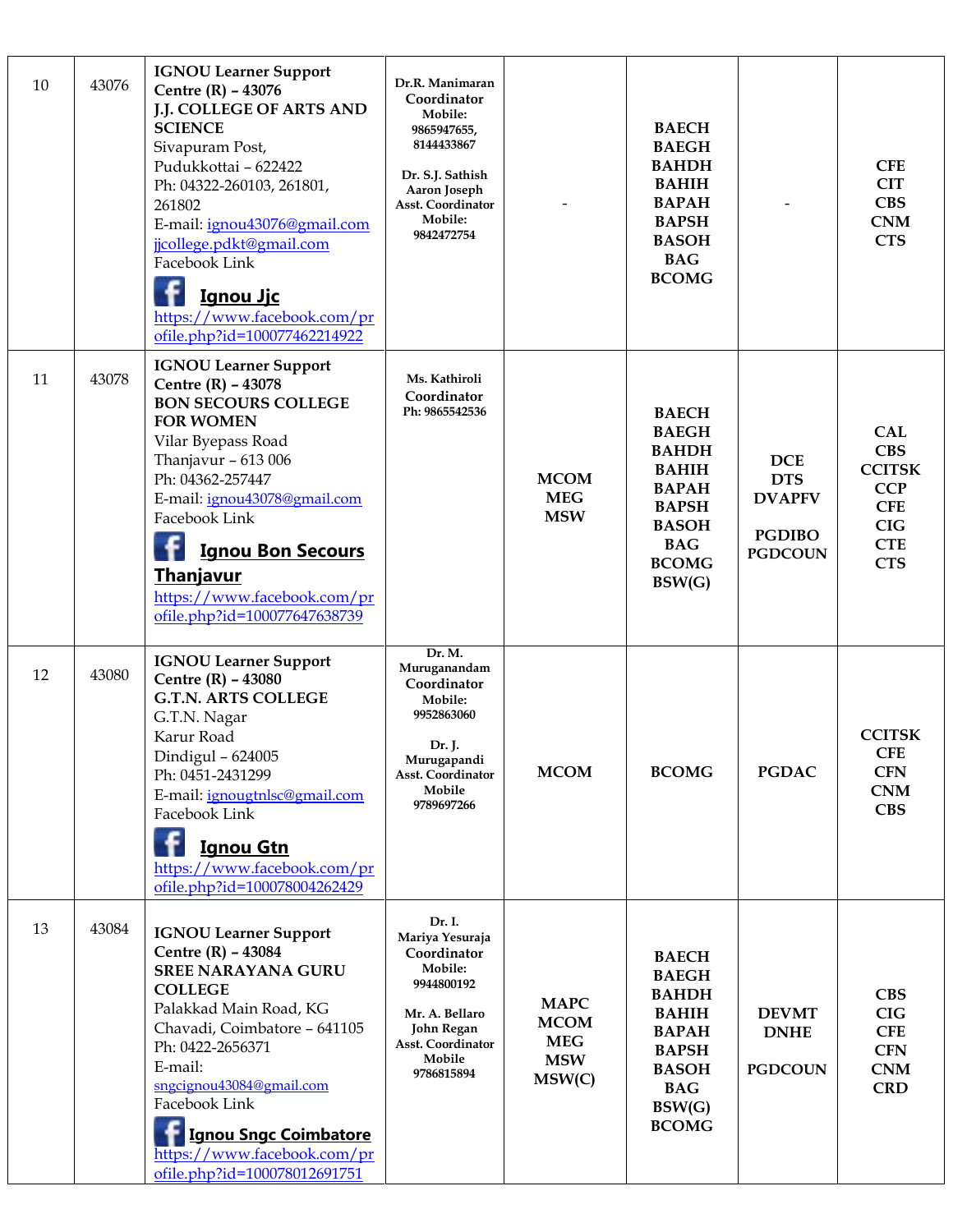| 10 | 43076 | **IGNOU Learner Support Centre (R) – 43076**<br>**J.J. COLLEGE OF ARTS AND SCIENCE**<br>Sivapuram Post,<br>Pudukkottai – 622422<br>Ph: 04322-260103, 261801, 261802<br>E-mail: ignou43076@gmail.com<br>jjcollege.pdkt@gmail.com<br>Facebook Link<br>**Ignou Jjc**<br>https://www.facebook.com/profile.php?id=100077462214922 | **Dr.R. Manimaran**<br>**Coordinator**<br>**Mobile:**<br>**9865947655, 8144433867**<br><br>**Dr. S.J. Sathish Aaron Joseph**<br>**Asst. Coordinator**<br>**Mobile:**<br>**9842472754** | - | **BAECH**<br>**BAEGH**<br>**BAHDH**<br>**BAHIH**<br>**BAPAH**<br>**BAPSH**<br>**BASOH**<br>**BAG**<br>**BCOMG** | - | **CFE**<br>**CIT**<br>**CBS**<br>**CNM**<br>**CTS** |
|---|---|---|---|---|---|---|---|
| 11 | 43078 | **IGNOU Learner Support Centre (R) – 43078**<br>**BON SECOURS COLLEGE FOR WOMEN**<br>Vilar Byepass Road<br>Thanjavur – 613 006<br>Ph: 04362-257447<br>E-mail: ignou43078@gmail.com<br>Facebook Link<br>**Ignou Bon Secours Thanjavur**<br>https://www.facebook.com/profile.php?id=100077647638739 | **Ms. Kathiroli**<br>**Coordinator**<br>**Ph: 9865542536** | **MCOM**<br>**MEG**<br>**MSW** | **BAECH**<br>**BAEGH**<br>**BAHDH**<br>**BAHIH**<br>**BAPAH**<br>**BAPSH**<br>**BASOH**<br>**BAG**<br>**BCOMG**<br>**BSW(G)** | **DCE**<br>**DTS**<br>**DVAPFV**<br><br>**PGDIBO**<br>**PGDCOUN** | **CAL**<br>**CBS**<br>**CCITSK**<br>**CCP**<br>**CFE**<br>**CIG**<br>**CTE**<br>**CTS** |
| 12 | 43080 | **IGNOU Learner Support Centre (R) – 43080**<br>**G.T.N. ARTS COLLEGE**<br>G.T.N. Nagar<br>Karur Road<br>Dindigul – 624005<br>Ph: 0451-2431299<br>E-mail: ignougtnlsc@gmail.com<br>Facebook Link<br>**Ignou Gtn**<br>https://www.facebook.com/profile.php?id=100078004262429 | **Dr. M. Muruganandam**<br>**Coordinator**<br>**Mobile:**<br>**9952863060**<br><br>**Dr. J. Murugapandi**<br>**Asst. Coordinator**<br>**Mobile**<br>**9789697266** | **MCOM** | **BCOMG** | **PGDAC** | **CCITSK**<br>**CFE**<br>**CFN**<br>**CNM**<br>**CBS** |
| 13 | 43084 | **IGNOU Learner Support Centre (R) – 43084**<br>**SREE NARAYANA GURU COLLEGE**<br>Palakkad Main Road, KG Chavadi, Coimbatore – 641105<br>Ph: 0422-2656371<br>E-mail:<br>sngcignou43084@gmail.com<br>Facebook Link<br>**Ignou Sngc Coimbatore**<br>https://www.facebook.com/profile.php?id=100078012691751 | **Dr. I. Mariya Yesuraja**<br>**Coordinator**<br>**Mobile:**<br>**9944800192**<br><br>**Mr. A. Bellaro John Regan**<br>**Asst. Coordinator**<br>**Mobile**<br>**9786815894** | **MAPC**<br>**MCOM**<br>**MEG**<br>**MSW**<br>**MSW(C)** | **BAECH**<br>**BAEGH**<br>**BAHDH**<br>**BAHIH**<br>**BAPAH**<br>**BAPSH**<br>**BASOH**<br>**BAG**<br>**BSW(G)**<br>**BCOMG** | **DEVMT**<br>**DNHE**<br><br>**PGDCOUN** | **CBS**<br>**CIG**<br>**CFE**<br>**CFN**<br>**CNM**<br>**CRD** |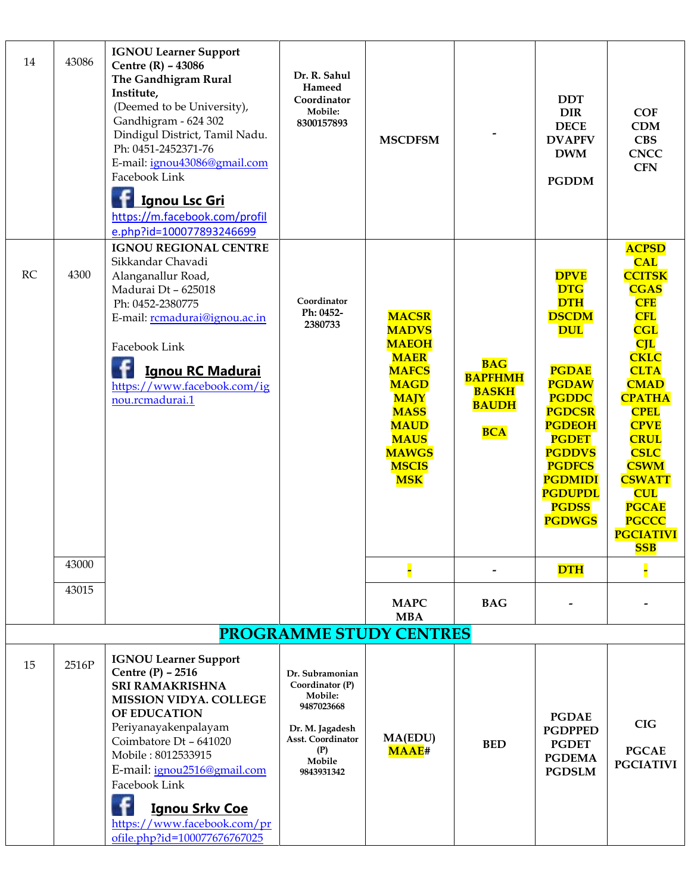| 14 | 43086 | **IGNOU Learner Support Centre (R) – 43086** **The Gandhigram Rural Institute,** (Deemed to be University), Gandhigram - 624 302 Dindigul District, Tamil Nadu. Ph: 0451-2452371-76 E-mail: ignou43086@gmail.com Facebook Link **Ignou Lsc Gri** https://m.facebook.com/profile.php?id=100077893246699 | **Dr. R. Sahul Hameed Coordinator Mobile: 8300157893** | **MSCDFSM** | **-** | **DDT DIR DECE DVAPFV DWM PGDDM** | **COF CDM CBS CNCC CFN** |
|---|---|---|---|---|---|---|---|
| RC | 4300 | **IGNOU REGIONAL CENTRE** Sikkandar Chavadi Alanganallur Road, Madurai Dt – 625018 Ph: 0452-2380775 E-mail: rcmadurai@ignou.ac.in Facebook Link **Ignou RC Madurai** https://www.facebook.com/ignou.rcmadurai.1 | **Coordinator Ph: 0452-2380733** | **MACSR MADVS MAEOH MAER MAFCS MAGD MAJY MASS MAUD MAUS MAWGS MSCIS MSK** | **BAG BAPFHMH BASKH BAUDH BCA** | **DPVE DTG DTH DSCDM DUL PGDAE PGDAW PGDDC PGDCSR PGDEOH PGDET PGDDVS PGDFCS PGDMIDI PGDUPDL PGDSS PGDWGS** | **ACPSD CAL CCITSK CGAS CFE CFL CGL CJL CKLC CLTA CMAD CPATHA CPEL CPVE CRUL CSLC CSWM CSWATT CUL PGCAE PGCCC PGCIATIVI SSB** |
| | 43000 | | | **-** | **-** | **DTH** | **-** |
| | 43015 | | | **MAPC MBA** | **BAG** | **-** | **-** |
| **PROGRAMME STUDY CENTRES** | | | | | | | |
| 15 | 2516P | **IGNOU Learner Support Centre (P) – 2516** **SRI RAMAKRISHNA MISSION VIDYA. COLLEGE OF EDUCATION** Periyanayakenpalayam Coimbatore Dt – 641020 Mobile : 8012533915 E-mail: ignou2516@gmail.com Facebook Link **Ignou Srkv Coe** https://www.facebook.com/profile.php?id=100077676767025 | **Dr. Subramonian Coordinator (P) Mobile: 9487023668** **Dr. M. Jagadesh Asst. Coordinator (P) Mobile 9843931342** | **MA(EDU) MAAE#** | **BED** | **PGDAE PGDPPED PGDET PGDEMA PGDSLM** | **CIG PGCAE PGCIATIVI** |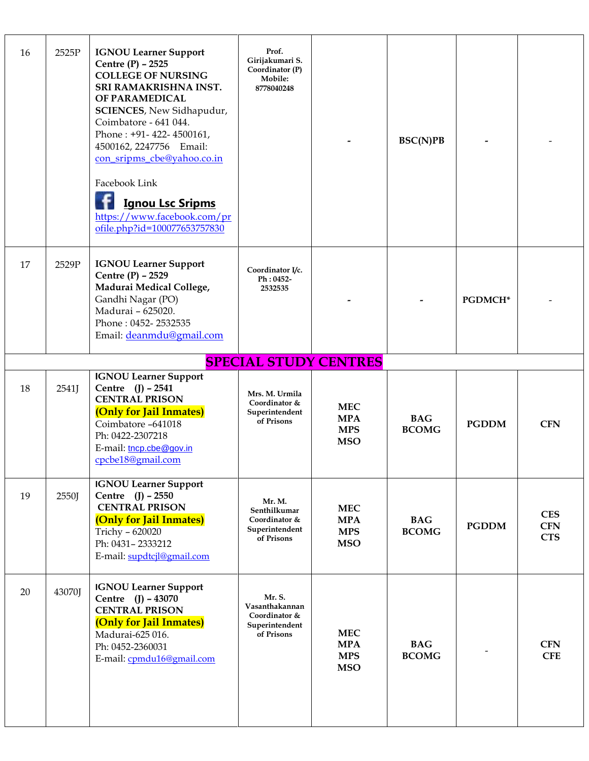| 16 | 2525P | **IGNOU Learner Support Centre (P) – 2525 COLLEGE OF NURSING SRI RAMAKRISHNA INST. OF PARAMEDICAL SCIENCES**, New Sidhapudur, Coimbatore - 641 044. Phone : +91- 422- 4500161, 4500162, 2247756 Email: con_sripms_cbe@yahoo.co.in<br><br>Facebook Link<br>**Ignou Lsc Sripms**<br>https://www.facebook.com/profile.php?id=100077653757830 | **Prof. Girijakumari S. Coordinator (P) Mobile: 8778040248** | - | **BSC(N)PB** | - | - |
|---|---|---|---|---|---|---|---|
| 17 | 2529P | **IGNOU Learner Support Centre (P) – 2529 Madurai Medical College,** Gandhi Nagar (PO) Madurai – 625020. Phone : 0452- 2532535 Email: deanmdu@gmail.com | **Coordinator I/c. Ph : 0452-2532535** | - | - | **PGDMCH*** | - |
| | | **SPECIAL STUDY CENTRES** | | | | | |
| 18 | 2541J | **IGNOU Learner Support Centre (J) – 2541 CENTRAL PRISON (Only for Jail Inmates)** Coimbatore –641018 Ph: 0422-2307218 E-mail: tncp.cbe@gov.in cpcbe18@gmail.com | **Mrs. M. Urmila Coordinator & Superintendent of Prisons** | **MEC MPA MPS MSO** | **BAG BCOMG** | **PGDDM** | **CFN** |
| 19 | 2550J | **IGNOU Learner Support Centre (J) – 2550 CENTRAL PRISON (Only for Jail Inmates)** Trichy – 620020 Ph: 0431– 2333212 E-mail: supdtcjl@gmail.com | **Mr. M. Senthilkumar Coordinator & Superintendent of Prisons** | **MEC MPA MPS MSO** | **BAG BCOMG** | **PGDDM** | **CES CFN CTS** |
| 20 | 43070J | **IGNOU Learner Support Centre (J) – 43070 CENTRAL PRISON (Only for Jail Inmates)** Madurai-625 016. Ph: 0452-2360031 E-mail: cpmdu16@gmail.com | **Mr. S. Vasanthakannan Coordinator & Superintendent of Prisons** | **MEC MPA MPS MSO** | **BAG BCOMG** | - | **CFN CFE** |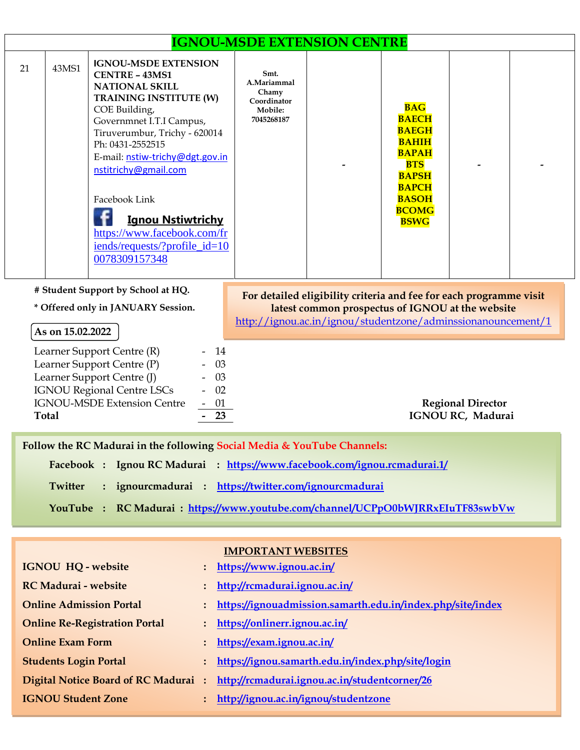| IGNOU-MSDE EXTENSION CENTRE | | | | | | | |
|---|---|---|---|---|---|---|---|
| 21 | 43MS1 | **IGNOU-MSDE EXTENSION CENTRE – 43MS1 NATIONAL SKILL TRAINING INSTITUTE (W)** COE Building, Governmnet I.T.I Campus, Tiruverumbur, Trichy - 620014 Ph: 0431-2552515 E-mail: nstiw-trichy@dgt.gov.in nstitrichy@gmail.com Facebook Link **Ignou Nstiwtrichy** https://www.facebook.com/friends/requests/?profile_id=100078309157348 | **Smt. A.Mariammal Chamy Coordinator Mobile: 7045268187** | - | **BAG BAECH BAEGH BAHIH BAPAH BTS BAPSH BAPCH BASOH BCOMG BSWG** | - | - |

**# Student Support by School at HQ.**

*** Offered only in JANUARY Session.**

**For detailed eligibility criteria and fee for each programme visit latest common prospectus of IGNOU at the website** http://ignou.ac.in/ignou/studentzone/adminssionanouncement/1

**As on 15.02.2022**

| | | |
|---|---|---|
| Learner Support Centre (R) | - | 14 |
| Learner Support Centre (P) | - | 03 |
| Learner Support Centre (J) | - | 03 |
| IGNOU Regional Centre LSCs | - | 02 |
| IGNOU-MSDE Extension Centre | - | 01 |
| **Total** | **-** | **23** |

**Regional Director**
**IGNOU RC, Madurai**

**Follow the RC Madurai in the following Social Media & YouTube Channels:**

**Facebook : Ignou RC Madurai : https://www.facebook.com/ignou.rcmadurai.1/**

**Twitter : ignourcmadurai : https://twitter.com/ignourcmadurai**

**YouTube : RC Madurai : https://www.youtube.com/channel/UCPpO0bWJRRxEIuTF83swbVw**

**IMPORTANT WEBSITES**

| | | |
|---|---|---|
| **IGNOU HQ - website** | : | https://www.ignou.ac.in/ |
| **RC Madurai - website** | : | http://rcmadurai.ignou.ac.in/ |
| **Online Admission Portal** | : | https://ignouadmission.samarth.edu.in/index.php/site/index |
| **Online Re-Registration Portal** | : | https://onlinerr.ignou.ac.in/ |
| **Online Exam Form** | : | https://exam.ignou.ac.in/ |
| **Students Login Portal** | : | https://ignou.samarth.edu.in/index.php/site/login |
| **Digital Notice Board of RC Madurai** | : | http://rcmadurai.ignou.ac.in/studentcorner/26 |
| **IGNOU Student Zone** | : | http://ignou.ac.in/ignou/studentzone |